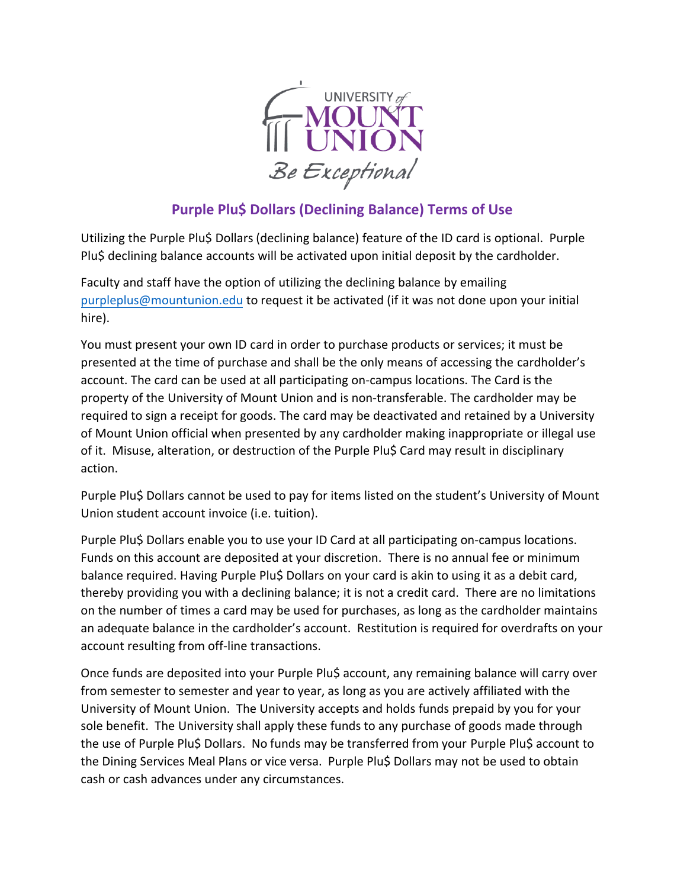# Purple Plu$ Dollars (Declining Balance) Terms of Use

Utilizing the Purple Plu$ Dollars (declining balance) feature of the ID card is optional. Purple Plu$ declining balance accounts will be activated upon initial deposit by the cardholder.

Faculty and staff have the option of utilizing the declining balance by emailing purpleplus@mountunion.edu to request it be activated (if it was not done upon your initial hire).

You must present your own ID card in order to purchase products or services; it must be presented at the time of purchase and shall be the only means of accessing the cardholder's account. The card can be used at all participating on-campus locations. The Card is the property of the University of Mount Union and is non-transferable. The cardholder may be required to sign a receipt for goods. The card may be deactivated and retained by a University of Mount Union official when presented by any cardholder making inappropriate or illegal use of it. Misuse, alteration, or destruction of the Purple Plu$ Card may result in disciplinary action.

Purple Plu$ Dollars cannot be used to pay for items listed on the student's University of Mount Union student account invoice (i.e. tuition).

Purple Plu$ Dollars enable you to use your ID Card at all participating on-campus locations. Funds on this account are deposited at your discretion. There is no annual fee or minimum balance required. Having Purple Plu$ Dollars on your card is akin to using it as a debit card, thereby providing you with a declining balance; it is not a credit card. There are no limitations on the number of times a card may be used for purchases, as long as the cardholder maintains an adequate balance in the cardholder's account. Restitution is required for overdrafts on your account resulting from off-line transactions.

Once funds are deposited into your Purple Plu$ account, any remaining balance will carry over from semester to semester and year to year, as long as you are actively affiliated with the University of Mount Union. The University accepts and holds funds prepaid by you for your sole benefit. The University shall apply these funds to any purchase of goods made through the use of Purple Plu$ Dollars. No funds may be transferred from your Purple Plu$ account to the Dining Services Meal Plans or vice versa. Purple Plu$ Dollars may not be used to obtain cash or cash advances under any circumstances.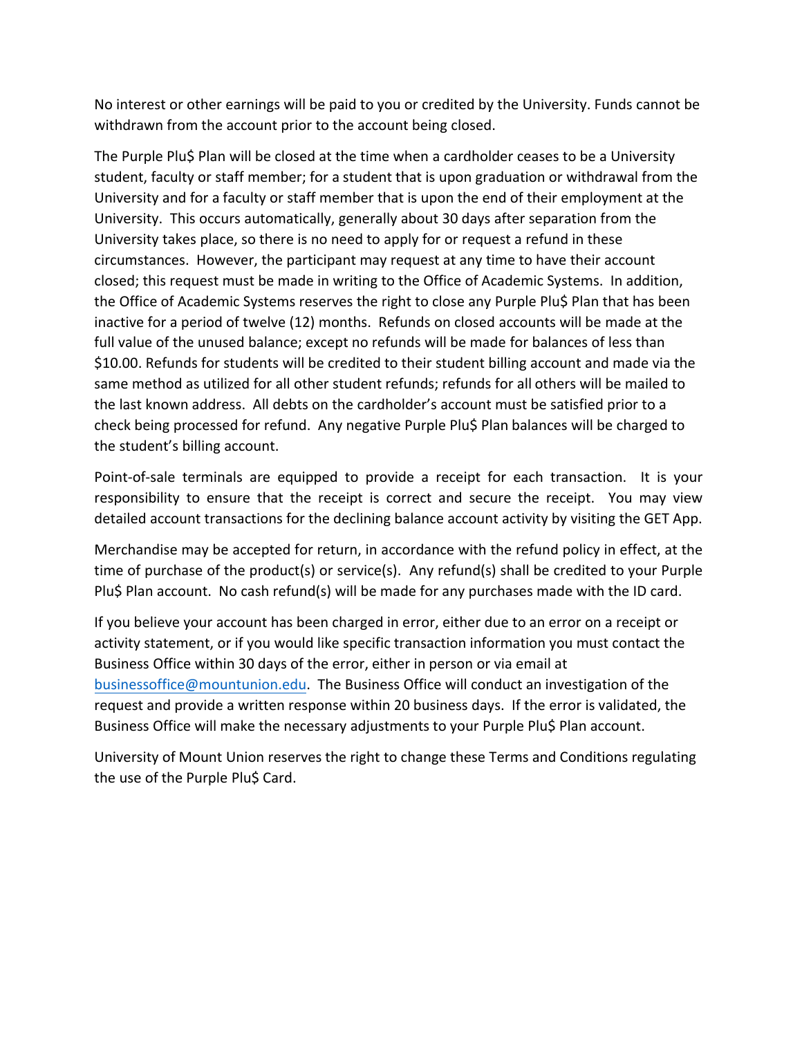No interest or other earnings will be paid to you or credited by the University. Funds cannot be withdrawn from the account prior to the account being closed.

The Purple Plu$ Plan will be closed at the time when a cardholder ceases to be a University student, faculty or staff member; for a student that is upon graduation or withdrawal from the University and for a faculty or staff member that is upon the end of their employment at the University. This occurs automatically, generally about 30 days after separation from the University takes place, so there is no need to apply for or request a refund in these circumstances. However, the participant may request at any time to have their account closed; this request must be made in writing to the Office of Academic Systems. In addition, the Office of Academic Systems reserves the right to close any Purple Plu$ Plan that has been inactive for a period of twelve (12) months. Refunds on closed accounts will be made at the full value of the unused balance; except no refunds will be made for balances of less than $10.00. Refunds for students will be credited to their student billing account and made via the same method as utilized for all other student refunds; refunds for all others will be mailed to the last known address. All debts on the cardholder's account must be satisfied prior to a check being processed for refund. Any negative Purple Plu$ Plan balances will be charged to the student's billing account.

Point-of-sale terminals are equipped to provide a receipt for each transaction. It is your responsibility to ensure that the receipt is correct and secure the receipt. You may view detailed account transactions for the declining balance account activity by visiting the GET App.

Merchandise may be accepted for return, in accordance with the refund policy in effect, at the time of purchase of the product(s) or service(s). Any refund(s) shall be credited to your Purple Plu$ Plan account. No cash refund(s) will be made for any purchases made with the ID card.

If you believe your account has been charged in error, either due to an error on a receipt or activity statement, or if you would like specific transaction information you must contact the Business Office within 30 days of the error, either in person or via email at businessoffice@mountunion.edu. The Business Office will conduct an investigation of the request and provide a written response within 20 business days. If the error is validated, the Business Office will make the necessary adjustments to your Purple Plu$ Plan account.

University of Mount Union reserves the right to change these Terms and Conditions regulating the use of the Purple Plu$ Card.